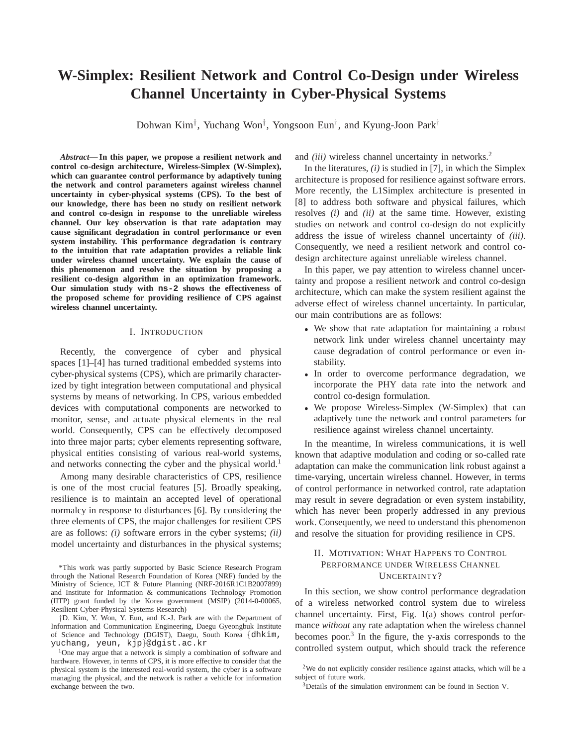# W-Simplex: Resilient Network and Control Co-Design under Wireless Channel Uncertainty in Cyber-Physical Systems

Dohwan Kim†, Yuchang Won†, Yongsoon Eun†, and Kyung-Joon Park†

***Abstract*— In this paper, we propose a resilient network and control co-design architecture, Wireless-Simplex (W-Simplex), which can guarantee control performance by adaptively tuning the network and control parameters against wireless channel uncertainty in cyber-physical systems (CPS). To the best of our knowledge, there has been no study on resilient network and control co-design in response to the unreliable wireless channel. Our key observation is that rate adaptation may cause significant degradation in control performance or even system instability. This performance degradation is contrary to the intuition that rate adaptation provides a reliable link under wireless channel uncertainty. We explain the cause of this phenomenon and resolve the situation by proposing a resilient co-design algorithm in an optimization framework. Our simulation study with `ns-2` shows the effectiveness of the proposed scheme for providing resilience of CPS against wireless channel uncertainty.**

## I. Introduction

Recently, the convergence of cyber and physical spaces [1]–[4] has turned traditional embedded systems into cyber-physical systems (CPS), which are primarily characterized by tight integration between computational and physical systems by means of networking. In CPS, various embedded devices with computational components are networked to monitor, sense, and actuate physical elements in the real world. Consequently, CPS can be effectively decomposed into three major parts; cyber elements representing software, physical entities consisting of various real-world systems, and networks connecting the cyber and the physical world.[1]

Among many desirable characteristics of CPS, resilience is one of the most crucial features [5]. Broadly speaking, resilience is to maintain an accepted level of operational normalcy in response to disturbances [6]. By considering the three elements of CPS, the major challenges for resilient CPS are as follows: *(i)* software errors in the cyber systems; *(ii)* model uncertainty and disturbances in the physical systems; and *(iii)* wireless channel uncertainty in networks.[2]

In the literatures, *(i)* is studied in [7], in which the Simplex architecture is proposed for resilience against software errors. More recently, the L1Simplex architecture is presented in [8] to address both software and physical failures, which resolves *(i)* and *(ii)* at the same time. However, existing studies on network and control co-design do not explicitly address the issue of wireless channel uncertainty of *(iii)*. Consequently, we need a resilient network and control co-design architecture against unreliable wireless channel.

In this paper, we pay attention to wireless channel uncertainty and propose a resilient network and control co-design architecture, which can make the system resilient against the adverse effect of wireless channel uncertainty. In particular, our main contributions are as follows:

- We show that rate adaptation for maintaining a robust network link under wireless channel uncertainty may cause degradation of control performance or even instability.
- In order to overcome performance degradation, we incorporate the PHY data rate into the network and control co-design formulation.
- We propose Wireless-Simplex (W-Simplex) that can adaptively tune the network and control parameters for resilience against wireless channel uncertainty.

In the meantime, In wireless communications, it is well known that adaptive modulation and coding or so-called rate adaptation can make the communication link robust against a time-varying, uncertain wireless channel. However, in terms of control performance in networked control, rate adaptation may result in severe degradation or even system instability, which has never been properly addressed in any previous work. Consequently, we need to understand this phenomenon and resolve the situation for providing resilience in CPS.

## II. Motivation: What Happens to Control Performance under Wireless Channel Uncertainty?

In this section, we show control performance degradation of a wireless networked control system due to wireless channel uncertainty. First, Fig. 1(a) shows control performance *without* any rate adaptation when the wireless channel becomes poor.[3] In the figure, the y-axis corresponds to the controlled system output, which should track the reference

---

*This work was partly supported by Basic Science Research Program through the National Research Foundation of Korea (NRF) funded by the Ministry of Science, ICT & Future Planning (NRF-2016R1C1B2007899) and Institute for Information & communications Technology Promotion (IITP) grant funded by the Korea government (MSIP) (2014-0-00065, Resilient Cyber-Physical Systems Research)

†D. Kim, Y. Won, Y. Eun, and K.-J. Park are with the Department of Information and Communication Engineering, Daegu Gyeongbuk Institute of Science and Technology (DGIST), Daegu, South Korea {dhkim, yuchang, yeun, kjp}@dgist.ac.kr

[1] One may argue that a network is simply a combination of software and hardware. However, in terms of CPS, it is more effective to consider that the physical system is the interested real-world system, the cyber is a software managing the physical, and the network is rather a vehicle for information exchange between the two.

[2] We do not explicitly consider resilience against attacks, which will be a subject of future work.

[3] Details of the simulation environment can be found in Section V.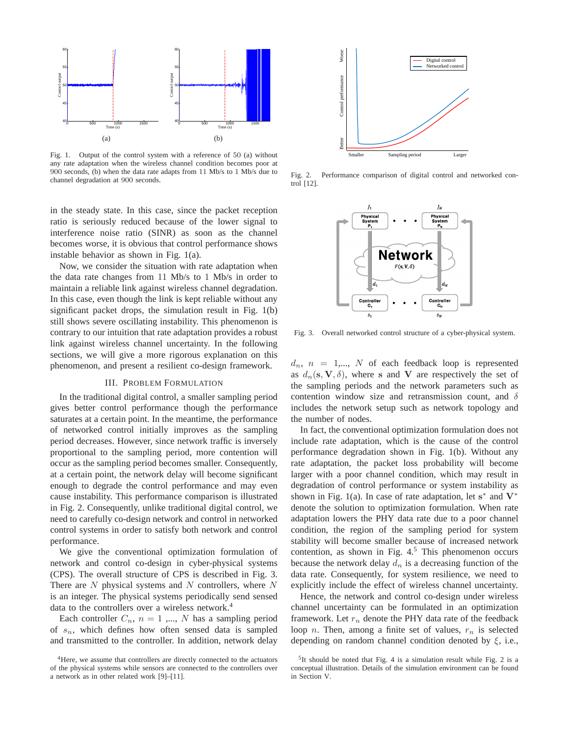Fig. 1. Output of the control system with a reference of 50 (a) without any rate adaptation when the wireless channel condition becomes poor at 900 seconds, (b) when the data rate adapts from 11 Mb/s to 1 Mb/s due to channel degradation at 900 seconds.

in the steady state. In this case, since the packet reception ratio is seriously reduced because of the lower signal to interference noise ratio (SINR) as soon as the channel becomes worse, it is obvious that control performance shows instable behavior as shown in Fig. 1(a).

Now, we consider the situation with rate adaptation when the data rate changes from 11 Mb/s to 1 Mb/s in order to maintain a reliable link against wireless channel degradation. In this case, even though the link is kept reliable without any significant packet drops, the simulation result in Fig. 1(b) still shows severe oscillating instability. This phenomenon is contrary to our intuition that rate adaptation provides a robust link against wireless channel uncertainty. In the following sections, we will give a more rigorous explanation on this phenomenon, and present a resilient co-design framework.

## III. Problem Formulation

In the traditional digital control, a smaller sampling period gives better control performance though the performance saturates at a certain point. In the meantime, the performance of networked control initially improves as the sampling period decreases. However, since network traffic is inversely proportional to the sampling period, more contention will occur as the sampling period becomes smaller. Consequently, at a certain point, the network delay will become significant enough to degrade the control performance and may even cause instability. This performance comparison is illustrated in Fig. 2. Consequently, unlike traditional digital control, we need to carefully co-design network and control in networked control systems in order to satisfy both network and control performance.

We give the conventional optimization formulation of network and control co-design in cyber-physical systems (CPS). The overall structure of CPS is described in Fig. 3. There are $N$ physical systems and $N$ controllers, where $N$ is an integer. The physical systems periodically send sensed data to the controllers over a wireless network.[4]

Each controller $C_n$, $n = 1$ ,..., $N$ has a sampling period of $s_n$, which defines how often sensed data is sampled and transmitted to the controller. In addition, network delay

[4]Here, we assume that controllers are directly connected to the actuators of the physical systems while sensors are connected to the controllers over a network as in other related work [9]–[11].

Fig. 2. Performance comparison of digital control and networked control [12].

Fig. 3. Overall networked control structure of a cyber-physical system.

$d_n$, $n = 1$,..., $N$ of each feedback loop is represented as $d_n(\mathbf{s}, \mathbf{V}, \delta)$, where $\mathbf{s}$ and $\mathbf{V}$ are respectively the set of the sampling periods and the network parameters such as contention window size and retransmission count, and $\delta$ includes the network setup such as network topology and the number of nodes.

In fact, the conventional optimization formulation does not include rate adaptation, which is the cause of the control performance degradation shown in Fig. 1(b). Without any rate adaptation, the packet loss probability will become larger with a poor channel condition, which may result in degradation of control performance or system instability as shown in Fig. 1(a). In case of rate adaptation, let $\mathbf{s}^*$ and $\mathbf{V}^*$ denote the solution to optimization formulation. When rate adaptation lowers the PHY data rate due to a poor channel condition, the region of the sampling period for system stability will become smaller because of increased network contention, as shown in Fig. 4.[5] This phenomenon occurs because the network delay $d_n$ is a decreasing function of the data rate. Consequently, for system resilience, we need to explicitly include the effect of wireless channel uncertainty.

Hence, the network and control co-design under wireless channel uncertainty can be formulated in an optimization framework. Let $r_n$ denote the PHY data rate of the feedback loop $n$. Then, among a finite set of values, $r_n$ is selected depending on random channel condition denoted by $\xi$, i.e.,

[5]It should be noted that Fig. 4 is a simulation result while Fig. 2 is a conceptual illustration. Details of the simulation environment can be found in Section V.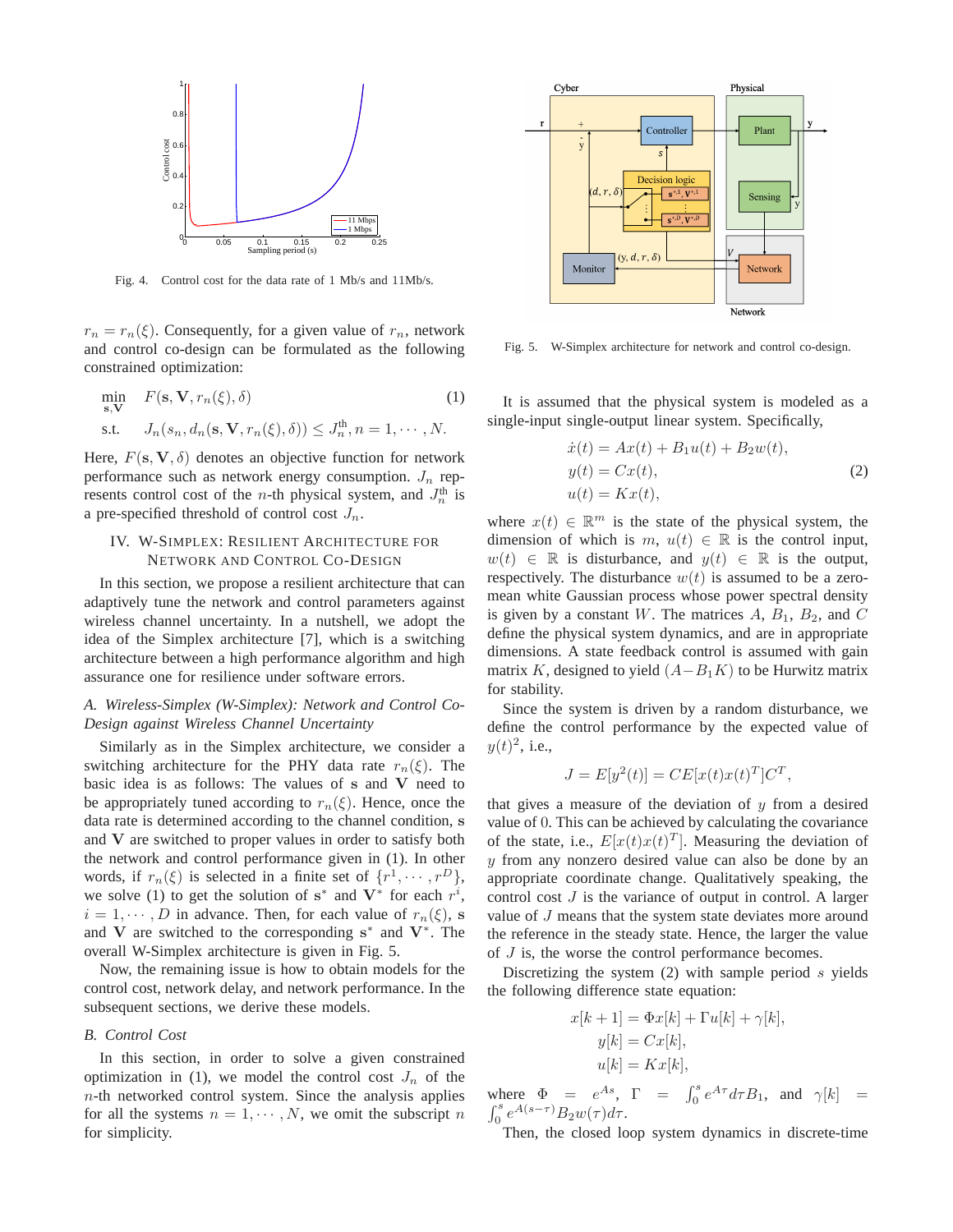Fig. 4. Control cost for the data rate of 1 Mb/s and 11Mb/s.

$r_n = r_n(\xi)$. Consequently, for a given value of $r_n$, network and control co-design can be formulated as the following constrained optimization:

$$\min_{\mathbf{s},\mathbf{V}} \quad F(\mathbf{s},\mathbf{V},r_n(\xi),\delta) \tag{1}$$
$$\text{s.t.} \quad J_n(s_n, d_n(\mathbf{s},\mathbf{V},r_n(\xi),\delta)) \leq J_n^{\text{th}}, n = 1,\cdots,N.$$

Here, $F(\mathbf{s},\mathbf{V},\delta)$ denotes an objective function for network performance such as network energy consumption. $J_n$ represents control cost of the $n$-th physical system, and $J_n^{\text{th}}$ is a pre-specified threshold of control cost $J_n$.

## IV. W-Simplex: Resilient Architecture for Network and Control Co-Design

In this section, we propose a resilient architecture that can adaptively tune the network and control parameters against wireless channel uncertainty. In a nutshell, we adopt the idea of the Simplex architecture [7], which is a switching architecture between a high performance algorithm and high assurance one for resilience under software errors.

### *A. Wireless-Simplex (W-Simplex): Network and Control Co-Design against Wireless Channel Uncertainty*

Similarly as in the Simplex architecture, we consider a switching architecture for the PHY data rate $r_n(\xi)$. The basic idea is as follows: The values of $\mathbf{s}$ and $\mathbf{V}$ need to be appropriately tuned according to $r_n(\xi)$. Hence, once the data rate is determined according to the channel condition, $\mathbf{s}$ and $\mathbf{V}$ are switched to proper values in order to satisfy both the network and control performance given in (1). In other words, if $r_n(\xi)$ is selected in a finite set of $\{r^1,\cdots,r^D\}$, we solve (1) to get the solution of $\mathbf{s}^*$ and $\mathbf{V}^*$ for each $r^i$, $i = 1,\cdots,D$ in advance. Then, for each value of $r_n(\xi)$, $\mathbf{s}$ and $\mathbf{V}$ are switched to the corresponding $\mathbf{s}^*$ and $\mathbf{V}^*$. The overall W-Simplex architecture is given in Fig. 5.

Now, the remaining issue is how to obtain models for the control cost, network delay, and network performance. In the subsequent sections, we derive these models.

### *B. Control Cost*

In this section, in order to solve a given constrained optimization in (1), we model the control cost $J_n$ of the $n$-th networked control system. Since the analysis applies for all the systems $n = 1,\cdots,N$, we omit the subscript $n$ for simplicity.

Fig. 5. W-Simplex architecture for network and control co-design.

It is assumed that the physical system is modeled as a single-input single-output linear system. Specifically,

$$\begin{aligned} \dot{x}(t) &= Ax(t) + B_1u(t) + B_2w(t), \\ y(t) &= Cx(t), \\ u(t) &= Kx(t), \end{aligned} \tag{2}$$

where $x(t) \in \mathbb{R}^m$ is the state of the physical system, the dimension of which is $m$, $u(t) \in \mathbb{R}$ is the control input, $w(t) \in \mathbb{R}$ is disturbance, and $y(t) \in \mathbb{R}$ is the output, respectively. The disturbance $w(t)$ is assumed to be a zero-mean white Gaussian process whose power spectral density is given by a constant $W$. The matrices $A$, $B_1$, $B_2$, and $C$ define the physical system dynamics, and are in appropriate dimensions. A state feedback control is assumed with gain matrix $K$, designed to yield $(A - B_1K)$ to be Hurwitz matrix for stability.

Since the system is driven by a random disturbance, we define the control performance by the expected value of $y(t)^2$, i.e.,

$$J = E[y^2(t)] = CE[x(t)x(t)^T]C^T,$$

that gives a measure of the deviation of $y$ from a desired value of 0. This can be achieved by calculating the covariance of the state, i.e., $E[x(t)x(t)^T]$. Measuring the deviation of $y$ from any nonzero desired value can also be done by an appropriate coordinate change. Qualitatively speaking, the control cost $J$ is the variance of output in control. A larger value of $J$ means that the system state deviates more around the reference in the steady state. Hence, the larger the value of $J$ is, the worse the control performance becomes.

Discretizing the system (2) with sample period $s$ yields the following difference state equation:

$$\begin{aligned} x[k+1] &= \Phi x[k] + \Gamma u[k] + \gamma[k], \\ y[k] &= Cx[k], \\ u[k] &= Kx[k], \end{aligned}$$

where $\Phi = e^{As}$, $\Gamma = \int_0^s e^{A\tau}d\tau B_1$, and $\gamma[k] = \int_0^s e^{A(s-\tau)}B_2w(\tau)d\tau$.

Then, the closed loop system dynamics in discrete-time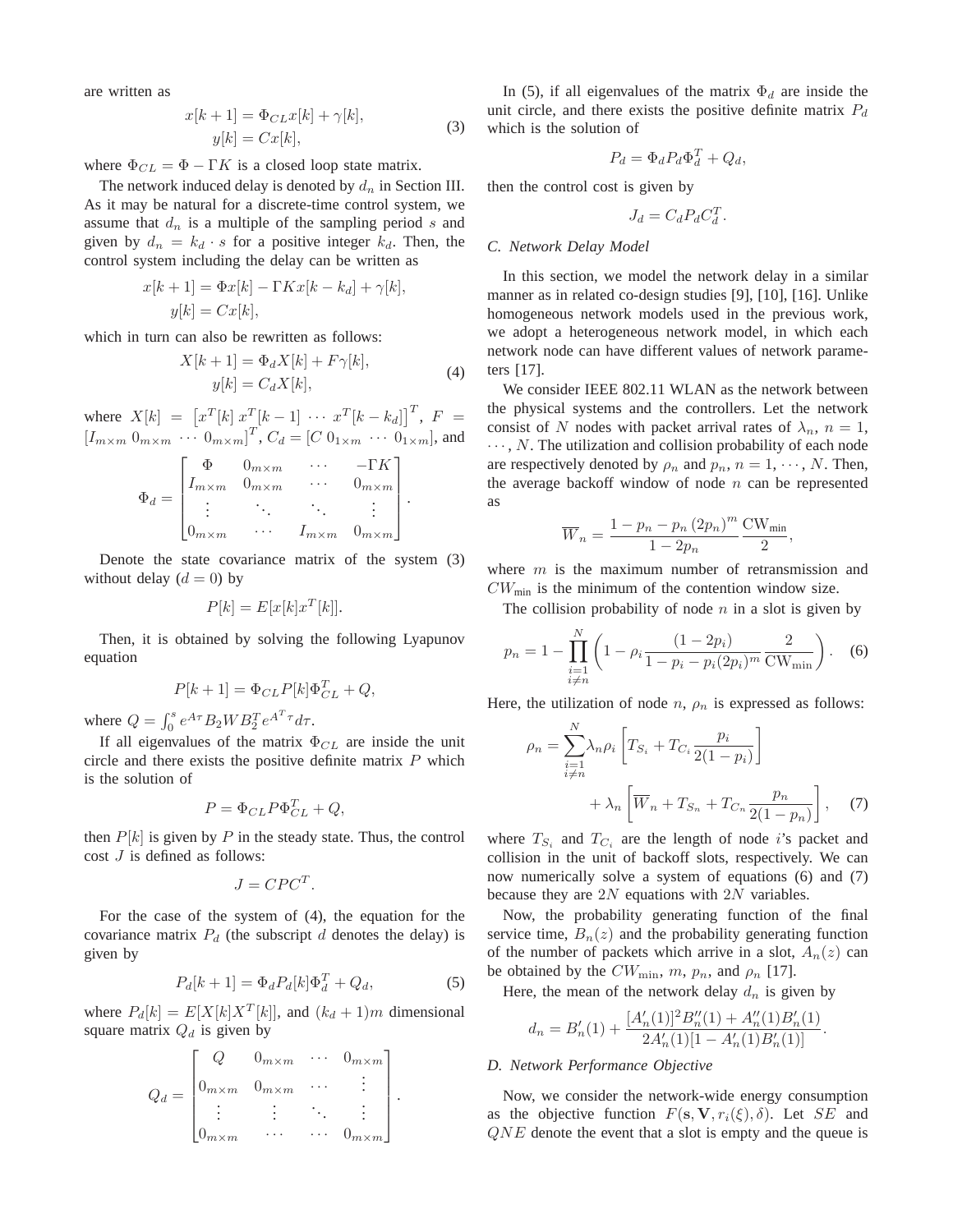are written as

$$
\begin{aligned}
x[k+1] &= \Phi_{CL}x[k] + \gamma[k], \\
y[k] &= Cx[k],
\end{aligned}
\tag{3}
$$

where $\Phi_{CL} = \Phi - \Gamma K$ is a closed loop state matrix.

The network induced delay is denoted by $d_n$ in Section III. As it may be natural for a discrete-time control system, we assume that $d_n$ is a multiple of the sampling period $s$ and given by $d_n = k_d \cdot s$ for a positive integer $k_d$. Then, the control system including the delay can be written as

$$
\begin{aligned}
x[k+1] &= \Phi x[k] - \Gamma K x[k-k_d] + \gamma[k], \\
y[k] &= Cx[k],
\end{aligned}
$$

which in turn can also be rewritten as follows:

$$
\begin{aligned}
X[k+1] &= \Phi_d X[k] + F\gamma[k], \\
y[k] &= C_d X[k],
\end{aligned}
\tag{4}
$$

where $X[k] = \left[x^T[k] \; x^T[k-1] \; \cdots \; x^T[k-k_d]\right]^T$, $F = [I_{m\times m} \; 0_{m\times m} \; \cdots \; 0_{m\times m}]^T$, $C_d = [C \; 0_{1\times m} \; \cdots \; 0_{1\times m}]$, and

$$
\Phi_d = \begin{bmatrix}
\Phi & 0_{m\times m} & \cdots & -\Gamma K \\
I_{m\times m} & 0_{m\times m} & \cdots & 0_{m\times m} \\
\vdots & \ddots & \ddots & \vdots \\
0_{m\times m} & \cdots & I_{m\times m} & 0_{m\times m}
\end{bmatrix}.
$$

Denote the state covariance matrix of the system (3) without delay ($d = 0$) by

$$
P[k] = E[x[k]x^T[k]].
$$

Then, it is obtained by solving the following Lyapunov equation

$$
P[k+1] = \Phi_{CL} P[k] \Phi_{CL}^T + Q,
$$

where $Q = \int_0^s e^{A\tau} B_2 W B_2^T e^{A^T\tau} d\tau$.

If all eigenvalues of the matrix $\Phi_{CL}$ are inside the unit circle and there exists the positive definite matrix $P$ which is the solution of

$$
P = \Phi_{CL} P \Phi_{CL}^T + Q,
$$

then $P[k]$ is given by $P$ in the steady state. Thus, the control cost $J$ is defined as follows:

$$
J = CPC^T.
$$

For the case of the system of (4), the equation for the covariance matrix $P_d$ (the subscript $d$ denotes the delay) is given by

$$
P_d[k+1] = \Phi_d P_d[k] \Phi_d^T + Q_d,
\tag{5}
$$

where $P_d[k] = E[X[k]X^T[k]]$, and $(k_d+1)m$ dimensional square matrix $Q_d$ is given by

$$
Q_d = \begin{bmatrix}
Q & 0_{m\times m} & \cdots & 0_{m\times m} \\
0_{m\times m} & 0_{m\times m} & \cdots & \vdots \\
\vdots & \vdots & \ddots & \vdots \\
0_{m\times m} & \cdots & \cdots & 0_{m\times m}
\end{bmatrix}.
$$

In (5), if all eigenvalues of the matrix $\Phi_d$ are inside the unit circle, and there exists the positive definite matrix $P_d$ which is the solution of

$$
P_d = \Phi_d P_d \Phi_d^T + Q_d,
$$

then the control cost is given by

$$
J_d = C_d P_d C_d^T.
$$

### C. Network Delay Model

In this section, we model the network delay in a similar manner as in related co-design studies [9], [10], [16]. Unlike homogeneous network models used in the previous work, we adopt a heterogeneous network model, in which each network node can have different values of network parameters [17].

We consider IEEE 802.11 WLAN as the network between the physical systems and the controllers. Let the network consist of $N$ nodes with packet arrival rates of $\lambda_n$, $n = 1, \cdots, N$. The utilization and collision probability of each node are respectively denoted by $\rho_n$ and $p_n$, $n = 1, \cdots, N$. Then, the average backoff window of node $n$ can be represented as

$$
\overline{W}_n = \frac{1 - p_n - p_n (2p_n)^m}{1 - 2p_n} \frac{\mathrm{CW}_{\min}}{2},
$$

where $m$ is the maximum number of retransmission and $CW_{\min}$ is the minimum of the contention window size.

The collision probability of node $n$ in a slot is given by

$$
p_n = 1 - \prod_{\substack{i=1 \\ i\neq n}}^{N} \left(1 - \rho_i \frac{(1-2p_i)}{1 - p_i - p_i(2p_i)^m} \frac{2}{\mathrm{CW}_{\min}}\right).
\tag{6}
$$

Here, the utilization of node $n$, $\rho_n$ is expressed as follows:

$$
\begin{aligned}
\rho_n = \sum_{\substack{i=1 \\ i\neq n}}^{N} \lambda_n \rho_i \left[T_{S_i} + T_{C_i} \frac{p_i}{2(1-p_i)}\right] \\
+ \lambda_n \left[\overline{W}_n + T_{S_n} + T_{C_n} \frac{p_n}{2(1-p_n)}\right],
\end{aligned}
\tag{7}
$$

where $T_{S_i}$ and $T_{C_i}$ are the length of node $i$'s packet and collision in the unit of backoff slots, respectively. We can now numerically solve a system of equations (6) and (7) because they are $2N$ equations with $2N$ variables.

Now, the probability generating function of the final service time, $B_n(z)$ and the probability generating function of the number of packets which arrive in a slot, $A_n(z)$ can be obtained by the $CW_{\min}$, $m$, $p_n$, and $\rho_n$ [17].

Here, the mean of the network delay $d_n$ is given by

$$
d_n = B_n'(1) + \frac{[A_n'(1)]^2 B_n''(1) + A_n''(1) B_n'(1)}{2A_n'(1)[1 - A_n'(1)B_n'(1)]}.
$$

### D. Network Performance Objective

Now, we consider the network-wide energy consumption as the objective function $F(\mathbf{s}, \mathbf{V}, r_i(\xi), \delta)$. Let $SE$ and $QNE$ denote the event that a slot is empty and the queue is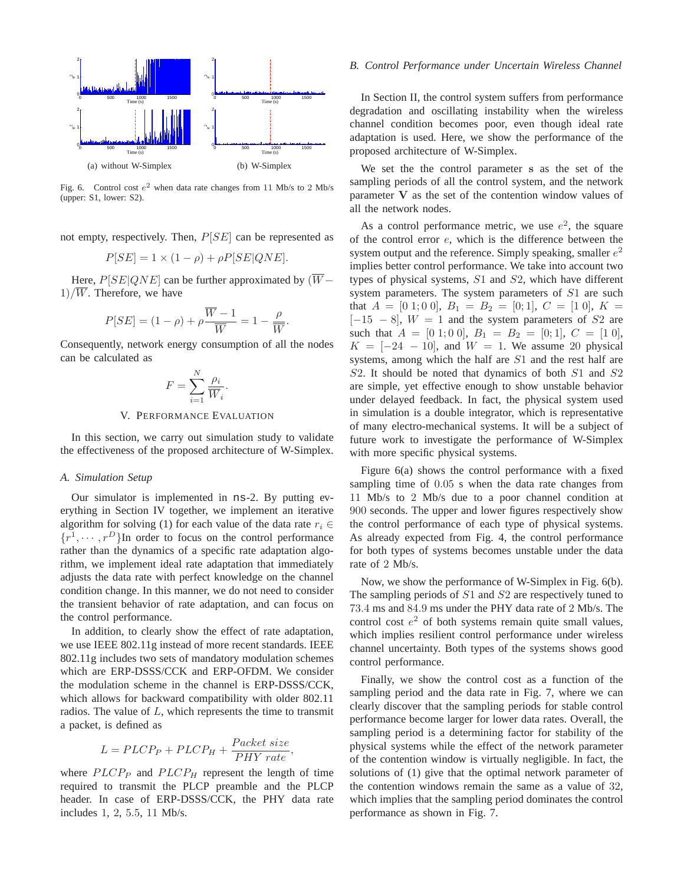(a) without W-Simplex (b) W-Simplex

Fig. 6. Control cost $e^2$ when data rate changes from 11 Mb/s to 2 Mb/s (upper: S1, lower: S2).

not empty, respectively. Then, $P[SE]$ can be represented as

$$P[SE] = 1 \times (1 - \rho) + \rho P[SE|QNE].$$

Here, $P[SE|QNE]$ can be further approximated by $(\overline{W} - 1)/\overline{W}$. Therefore, we have

$$P[SE] = (1 - \rho) + \rho \frac{\overline{W} - 1}{\overline{W}} = 1 - \frac{\rho}{\overline{W}}.$$

Consequently, network energy consumption of all the nodes can be calculated as

$$F = \sum_{i=1}^{N} \frac{\rho_i}{\overline{W}_i}.$$

## V. Performance Evaluation

In this section, we carry out simulation study to validate the effectiveness of the proposed architecture of W-Simplex.

### A. Simulation Setup

Our simulator is implemented in ns-2. By putting everything in Section IV together, we implement an iterative algorithm for solving (1) for each value of the data rate $r_i \in \{r^1, \cdots, r^D\}$In order to focus on the control performance rather than the dynamics of a specific rate adaptation algorithm, we implement ideal rate adaptation that immediately adjusts the data rate with perfect knowledge on the channel condition change. In this manner, we do not need to consider the transient behavior of rate adaptation, and can focus on the control performance.

In addition, to clearly show the effect of rate adaptation, we use IEEE 802.11g instead of more recent standards. IEEE 802.11g includes two sets of mandatory modulation schemes which are ERP-DSSS/CCK and ERP-OFDM. We consider the modulation scheme in the channel is ERP-DSSS/CCK, which allows for backward compatibility with older 802.11 radios. The value of $L$, which represents the time to transmit a packet, is defined as

$$L = PLCP_P + PLCP_H + \frac{Packet\ size}{PHY\ rate},$$

where $PLCP_P$ and $PLCP_H$ represent the length of time required to transmit the PLCP preamble and the PLCP header. In case of ERP-DSSS/CCK, the PHY data rate includes 1, 2, 5.5, 11 Mb/s.

### B. Control Performance under Uncertain Wireless Channel

In Section II, the control system suffers from performance degradation and oscillating instability when the wireless channel condition becomes poor, even though ideal rate adaptation is used. Here, we show the performance of the proposed architecture of W-Simplex.

We set the the control parameter $\mathbf{s}$ as the set of the sampling periods of all the control system, and the network parameter $\mathbf{V}$ as the set of the contention window values of all the network nodes.

As a control performance metric, we use $e^2$, the square of the control error $e$, which is the difference between the system output and the reference. Simply speaking, smaller $e^2$ implies better control performance. We take into account two types of physical systems, $S1$ and $S2$, which have different system parameters. The system parameters of $S1$ are such that $A = [0\ 1; 0\ 0]$, $B_1 = B_2 = [0; 1]$, $C = [1\ 0]$, $K = [-15\ \ -8]$, $W = 1$ and the system parameters of $S2$ are such that $A = [0\ 1; 0\ 0]$, $B_1 = B_2 = [0; 1]$, $C = [1\ 0]$, $K = [-24\ \ -10]$, and $W = 1$. We assume 20 physical systems, among which the half are $S1$ and the rest half are $S2$. It should be noted that dynamics of both $S1$ and $S2$ are simple, yet effective enough to show unstable behavior under delayed feedback. In fact, the physical system used in simulation is a double integrator, which is representative of many electro-mechanical systems. It will be a subject of future work to investigate the performance of W-Simplex with more specific physical systems.

Figure 6(a) shows the control performance with a fixed sampling time of 0.05 s when the data rate changes from 11 Mb/s to 2 Mb/s due to a poor channel condition at 900 seconds. The upper and lower figures respectively show the control performance of each type of physical systems. As already expected from Fig. 4, the control performance for both types of systems becomes unstable under the data rate of 2 Mb/s.

Now, we show the performance of W-Simplex in Fig. 6(b). The sampling periods of $S1$ and $S2$ are respectively tuned to 73.4 ms and 84.9 ms under the PHY data rate of 2 Mb/s. The control cost $e^2$ of both systems remain quite small values, which implies resilient control performance under wireless channel uncertainty. Both types of the systems shows good control performance.

Finally, we show the control cost as a function of the sampling period and the data rate in Fig. 7, where we can clearly discover that the sampling periods for stable control performance become larger for lower data rates. Overall, the sampling period is a determining factor for stability of the physical systems while the effect of the network parameter of the contention window is virtually negligible. In fact, the solutions of (1) give that the optimal network parameter of the contention windows remain the same as a value of 32, which implies that the sampling period dominates the control performance as shown in Fig. 7.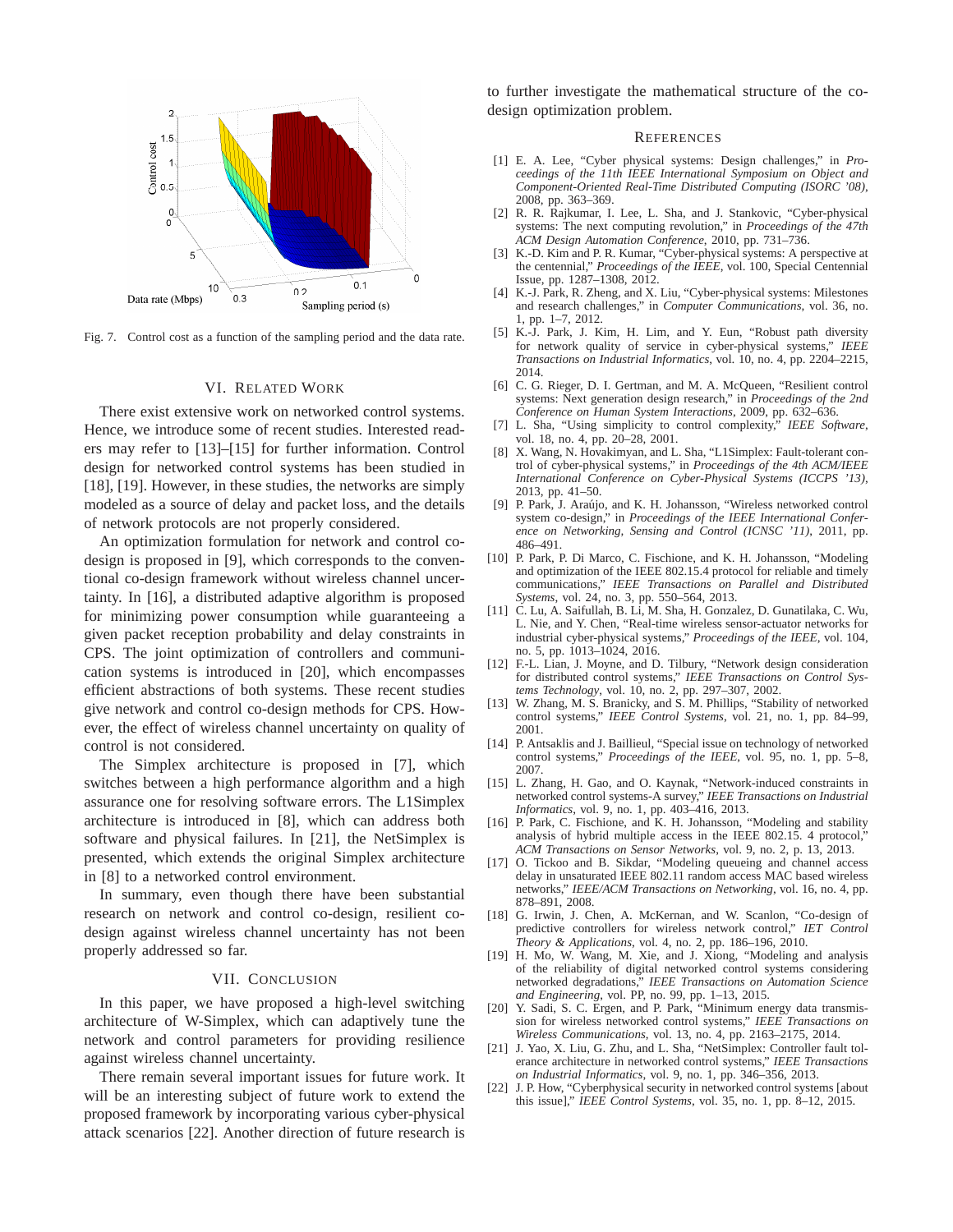2
1.5
1
0.5
0
Control cost
0
5
10
Data rate (Mbps)
0.3
0.2
0.1
0
Sampling period (s)

Fig. 7. Control cost as a function of the sampling period and the data rate.

## VI. Related Work

There exist extensive work on networked control systems. Hence, we introduce some of recent studies. Interested readers may refer to [13]–[15] for further information. Control design for networked control systems has been studied in [18], [19]. However, in these studies, the networks are simply modeled as a source of delay and packet loss, and the details of network protocols are not properly considered.

An optimization formulation for network and control co-design is proposed in [9], which corresponds to the conventional co-design framework without wireless channel uncertainty. In [16], a distributed adaptive algorithm is proposed for minimizing power consumption while guaranteeing a given packet reception probability and delay constraints in CPS. The joint optimization of controllers and communication systems is introduced in [20], which encompasses efficient abstractions of both systems. These recent studies give network and control co-design methods for CPS. However, the effect of wireless channel uncertainty on quality of control is not considered.

The Simplex architecture is proposed in [7], which switches between a high performance algorithm and a high assurance one for resolving software errors. The L1Simplex architecture is introduced in [8], which can address both software and physical failures. In [21], the NetSimplex is presented, which extends the original Simplex architecture in [8] to a networked control environment.

In summary, even though there have been substantial research on network and control co-design, resilient co-design against wireless channel uncertainty has not been properly addressed so far.

## VII. Conclusion

In this paper, we have proposed a high-level switching architecture of W-Simplex, which can adaptively tune the network and control parameters for providing resilience against wireless channel uncertainty.

There remain several important issues for future work. It will be an interesting subject of future work to extend the proposed framework by incorporating various cyber-physical attack scenarios [22]. Another direction of future research is to further investigate the mathematical structure of the co-design optimization problem.

## References

[1] E. A. Lee, "Cyber physical systems: Design challenges," in *Proceedings of the 11th IEEE International Symposium on Object and Component-Oriented Real-Time Distributed Computing (ISORC '08)*, 2008, pp. 363–369.

[2] R. R. Rajkumar, I. Lee, L. Sha, and J. Stankovic, "Cyber-physical systems: The next computing revolution," in *Proceedings of the 47th ACM Design Automation Conference*, 2010, pp. 731–736.

[3] K.-D. Kim and P. R. Kumar, "Cyber-physical systems: A perspective at the centennial," *Proceedings of the IEEE*, vol. 100, Special Centennial Issue, pp. 1287–1308, 2012.

[4] K.-J. Park, R. Zheng, and X. Liu, "Cyber-physical systems: Milestones and research challenges," in *Computer Communications*, vol. 36, no. 1, pp. 1–7, 2012.

[5] K.-J. Park, J. Kim, H. Lim, and Y. Eun, "Robust path diversity for network quality of service in cyber-physical systems," *IEEE Transactions on Industrial Informatics*, vol. 10, no. 4, pp. 2204–2215, 2014.

[6] C. G. Rieger, D. I. Gertman, and M. A. McQueen, "Resilient control systems: Next generation design research," in *Proceedings of the 2nd Conference on Human System Interactions*, 2009, pp. 632–636.

[7] L. Sha, "Using simplicity to control complexity," *IEEE Software*, vol. 18, no. 4, pp. 20–28, 2001.

[8] X. Wang, N. Hovakimyan, and L. Sha, "L1Simplex: Fault-tolerant control of cyber-physical systems," in *Proceedings of the 4th ACM/IEEE International Conference on Cyber-Physical Systems (ICCPS '13)*, 2013, pp. 41–50.

[9] P. Park, J. Araújo, and K. H. Johansson, "Wireless networked control system co-design," in *Proceedings of the IEEE International Conference on Networking, Sensing and Control (ICNSC '11)*, 2011, pp. 486–491.

[10] P. Park, P. Di Marco, C. Fischione, and K. H. Johansson, "Modeling and optimization of the IEEE 802.15.4 protocol for reliable and timely communications," *IEEE Transactions on Parallel and Distributed Systems*, vol. 24, no. 3, pp. 550–564, 2013.

[11] C. Lu, A. Saifullah, B. Li, M. Sha, H. Gonzalez, D. Gunatilaka, C. Wu, L. Nie, and Y. Chen, "Real-time wireless sensor-actuator networks for industrial cyber-physical systems," *Proceedings of the IEEE*, vol. 104, no. 5, pp. 1013–1024, 2016.

[12] F.-L. Lian, J. Moyne, and D. Tilbury, "Network design consideration for distributed control systems," *IEEE Transactions on Control Systems Technology*, vol. 10, no. 2, pp. 297–307, 2002.

[13] W. Zhang, M. S. Branicky, and S. M. Phillips, "Stability of networked control systems," *IEEE Control Systems*, vol. 21, no. 1, pp. 84–99, 2001.

[14] P. Antsaklis and J. Baillieul, "Special issue on technology of networked control systems," *Proceedings of the IEEE*, vol. 95, no. 1, pp. 5–8, 2007.

[15] L. Zhang, H. Gao, and O. Kaynak, "Network-induced constraints in networked control systems-A survey," *IEEE Transactions on Industrial Informatics*, vol. 9, no. 1, pp. 403–416, 2013.

[16] P. Park, C. Fischione, and K. H. Johansson, "Modeling and stability analysis of hybrid multiple access in the IEEE 802.15. 4 protocol," *ACM Transactions on Sensor Networks*, vol. 9, no. 2, p. 13, 2013.

[17] O. Tickoo and B. Sikdar, "Modeling queueing and channel access delay in unsaturated IEEE 802.11 random access MAC based wireless networks," *IEEE/ACM Transactions on Networking*, vol. 16, no. 4, pp. 878–891, 2008.

[18] G. Irwin, J. Chen, A. McKernan, and W. Scanlon, "Co-design of predictive controllers for wireless network control," *IET Control Theory & Applications*, vol. 4, no. 2, pp. 186–196, 2010.

[19] H. Mo, W. Wang, M. Xie, and J. Xiong, "Modeling and analysis of the reliability of digital networked control systems considering networked degradations," *IEEE Transactions on Automation Science and Engineering*, vol. PP, no. 99, pp. 1–13, 2015.

[20] Y. Sadi, S. C. Ergen, and P. Park, "Minimum energy data transmission for wireless networked control systems," *IEEE Transactions on Wireless Communications*, vol. 13, no. 4, pp. 2163–2175, 2014.

[21] J. Yao, X. Liu, G. Zhu, and L. Sha, "NetSimplex: Controller fault tolerance architecture in networked control systems," *IEEE Transactions on Industrial Informatics*, vol. 9, no. 1, pp. 346–356, 2013.

[22] J. P. How, "Cyberphysical security in networked control systems [about this issue]," *IEEE Control Systems*, vol. 35, no. 1, pp. 8–12, 2015.